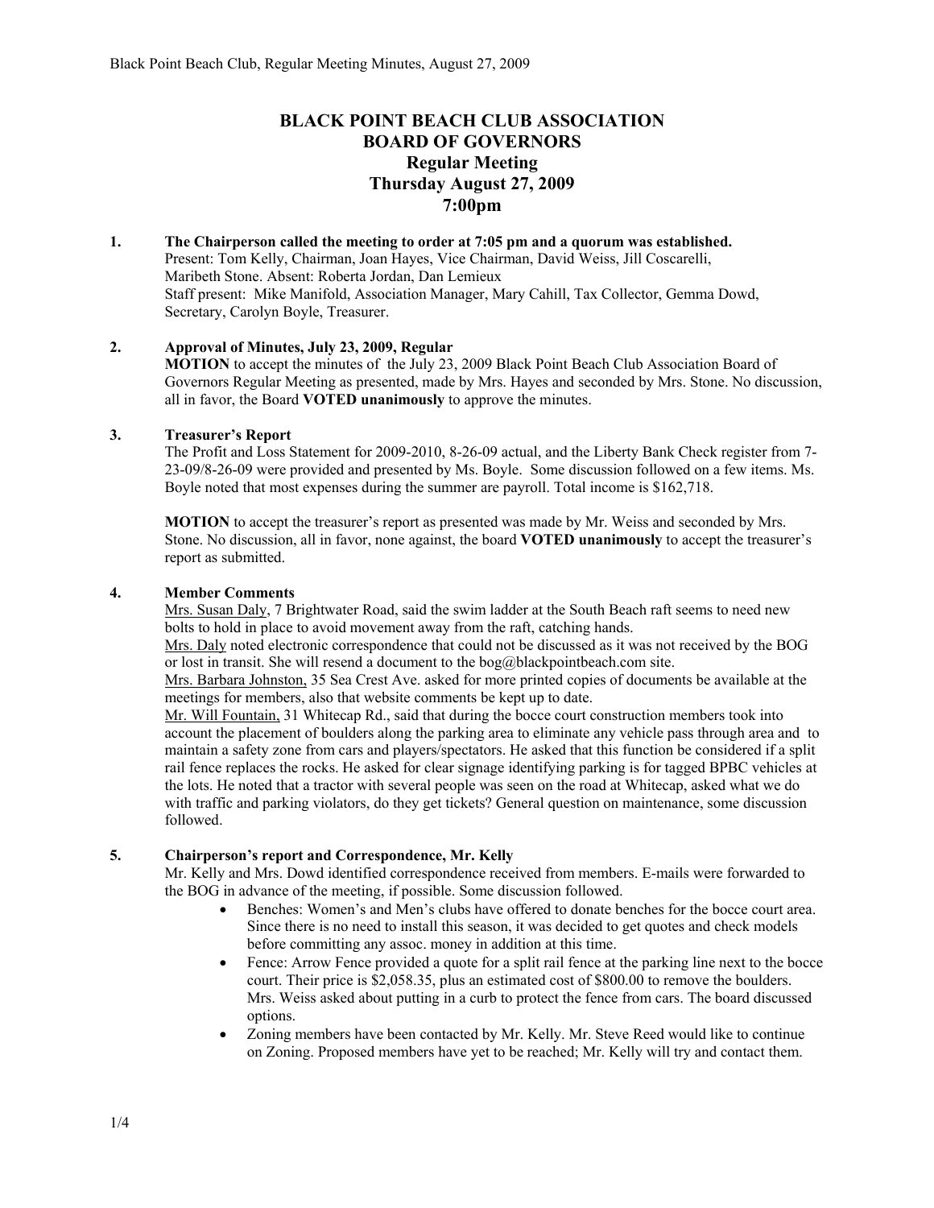# BLACK POINT BEACH CLUB ASSOCIATION
# BOARD OF GOVERNORS
## Regular Meeting
## Thursday August 27, 2009
## 7:00pm

**1. The Chairperson called the meeting to order at 7:05 pm and a quorum was established.**
Present: Tom Kelly, Chairman, Joan Hayes, Vice Chairman, David Weiss, Jill Coscarelli, Maribeth Stone. Absent: Roberta Jordan, Dan Lemieux
Staff present: Mike Manifold, Association Manager, Mary Cahill, Tax Collector, Gemma Dowd, Secretary, Carolyn Boyle, Treasurer.

**2. Approval of Minutes, July 23, 2009, Regular**
**MOTION** to accept the minutes of the July 23, 2009 Black Point Beach Club Association Board of Governors Regular Meeting as presented, made by Mrs. Hayes and seconded by Mrs. Stone. No discussion, all in favor, the Board **VOTED unanimously** to approve the minutes.

**3. Treasurer's Report**
The Profit and Loss Statement for 2009-2010, 8-26-09 actual, and the Liberty Bank Check register from 7-23-09/8-26-09 were provided and presented by Ms. Boyle. Some discussion followed on a few items. Ms. Boyle noted that most expenses during the summer are payroll. Total income is $162,718.

**MOTION** to accept the treasurer's report as presented was made by Mr. Weiss and seconded by Mrs. Stone. No discussion, all in favor, none against, the board **VOTED unanimously** to accept the treasurer's report as submitted.

**4. Member Comments**
Mrs. Susan Daly, 7 Brightwater Road, said the swim ladder at the South Beach raft seems to need new bolts to hold in place to avoid movement away from the raft, catching hands.
Mrs. Daly noted electronic correspondence that could not be discussed as it was not received by the BOG or lost in transit. She will resend a document to the bog@blackpointbeach.com site.
Mrs. Barbara Johnston, 35 Sea Crest Ave. asked for more printed copies of documents be available at the meetings for members, also that website comments be kept up to date.
Mr. Will Fountain, 31 Whitecap Rd., said that during the bocce court construction members took into account the placement of boulders along the parking area to eliminate any vehicle pass through area and to maintain a safety zone from cars and players/spectators. He asked that this function be considered if a split rail fence replaces the rocks. He asked for clear signage identifying parking is for tagged BPBC vehicles at the lots. He noted that a tractor with several people was seen on the road at Whitecap, asked what we do with traffic and parking violators, do they get tickets? General question on maintenance, some discussion followed.

**5. Chairperson's report and Correspondence, Mr. Kelly**
Mr. Kelly and Mrs. Dowd identified correspondence received from members. E-mails were forwarded to the BOG in advance of the meeting, if possible. Some discussion followed.

- Benches: Women's and Men's clubs have offered to donate benches for the bocce court area. Since there is no need to install this season, it was decided to get quotes and check models before committing any assoc. money in addition at this time.
- Fence: Arrow Fence provided a quote for a split rail fence at the parking line next to the bocce court. Their price is $2,058.35, plus an estimated cost of $800.00 to remove the boulders. Mrs. Weiss asked about putting in a curb to protect the fence from cars. The board discussed options.
- Zoning members have been contacted by Mr. Kelly. Mr. Steve Reed would like to continue on Zoning. Proposed members have yet to be reached; Mr. Kelly will try and contact them.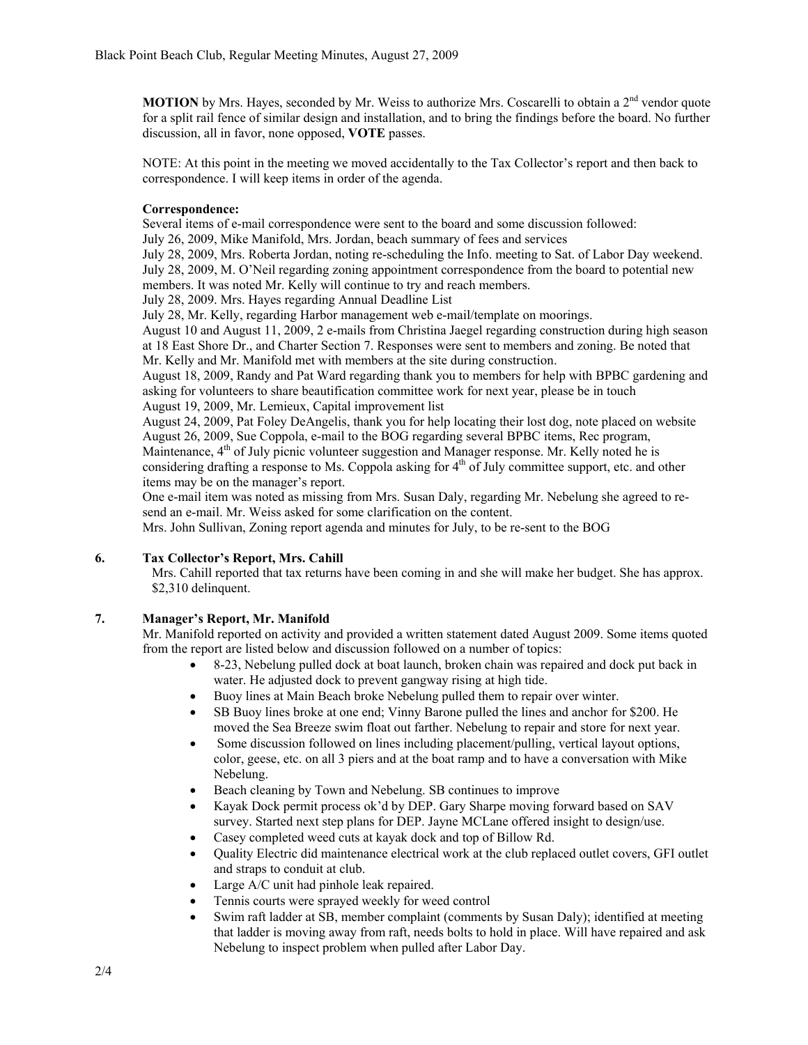**MOTION** by Mrs. Hayes, seconded by Mr. Weiss to authorize Mrs. Coscarelli to obtain a 2nd vendor quote for a split rail fence of similar design and installation, and to bring the findings before the board. No further discussion, all in favor, none opposed, **VOTE** passes.

NOTE: At this point in the meeting we moved accidentally to the Tax Collector's report and then back to correspondence. I will keep items in order of the agenda.

**Correspondence:**

Several items of e-mail correspondence were sent to the board and some discussion followed:

July 26, 2009, Mike Manifold, Mrs. Jordan, beach summary of fees and services

July 28, 2009, Mrs. Roberta Jordan, noting re-scheduling the Info. meeting to Sat. of Labor Day weekend.

July 28, 2009, M. O'Neil regarding zoning appointment correspondence from the board to potential new members. It was noted Mr. Kelly will continue to try and reach members.

July 28, 2009. Mrs. Hayes regarding Annual Deadline List

July 28, Mr. Kelly, regarding Harbor management web e-mail/template on moorings.

August 10 and August 11, 2009, 2 e-mails from Christina Jaegel regarding construction during high season at 18 East Shore Dr., and Charter Section 7. Responses were sent to members and zoning. Be noted that Mr. Kelly and Mr. Manifold met with members at the site during construction.

August 18, 2009, Randy and Pat Ward regarding thank you to members for help with BPBC gardening and asking for volunteers to share beautification committee work for next year, please be in touch

August 19, 2009, Mr. Lemieux, Capital improvement list

August 24, 2009, Pat Foley DeAngelis, thank you for help locating their lost dog, note placed on website

August 26, 2009, Sue Coppola, e-mail to the BOG regarding several BPBC items, Rec program, Maintenance, 4th of July picnic volunteer suggestion and Manager response. Mr. Kelly noted he is considering drafting a response to Ms. Coppola asking for 4th of July committee support, etc. and other items may be on the manager's report.

One e-mail item was noted as missing from Mrs. Susan Daly, regarding Mr. Nebelung she agreed to re-send an e-mail. Mr. Weiss asked for some clarification on the content.

Mrs. John Sullivan, Zoning report agenda and minutes for July, to be re-sent to the BOG

## 6. Tax Collector's Report, Mrs. Cahill

Mrs. Cahill reported that tax returns have been coming in and she will make her budget. She has approx. $2,310 delinquent.

## 7. Manager's Report, Mr. Manifold

Mr. Manifold reported on activity and provided a written statement dated August 2009. Some items quoted from the report are listed below and discussion followed on a number of topics:

- 8-23, Nebelung pulled dock at boat launch, broken chain was repaired and dock put back in water. He adjusted dock to prevent gangway rising at high tide.
- Buoy lines at Main Beach broke Nebelung pulled them to repair over winter.
- SB Buoy lines broke at one end; Vinny Barone pulled the lines and anchor for $200. He moved the Sea Breeze swim float out farther. Nebelung to repair and store for next year.
- Some discussion followed on lines including placement/pulling, vertical layout options, color, geese, etc. on all 3 piers and at the boat ramp and to have a conversation with Mike Nebelung.
- Beach cleaning by Town and Nebelung. SB continues to improve
- Kayak Dock permit process ok'd by DEP. Gary Sharpe moving forward based on SAV survey. Started next step plans for DEP. Jayne MCLane offered insight to design/use.
- Casey completed weed cuts at kayak dock and top of Billow Rd.
- Quality Electric did maintenance electrical work at the club replaced outlet covers, GFI outlet and straps to conduit at club.
- Large A/C unit had pinhole leak repaired.
- Tennis courts were sprayed weekly for weed control
- Swim raft ladder at SB, member complaint (comments by Susan Daly); identified at meeting that ladder is moving away from raft, needs bolts to hold in place. Will have repaired and ask Nebelung to inspect problem when pulled after Labor Day.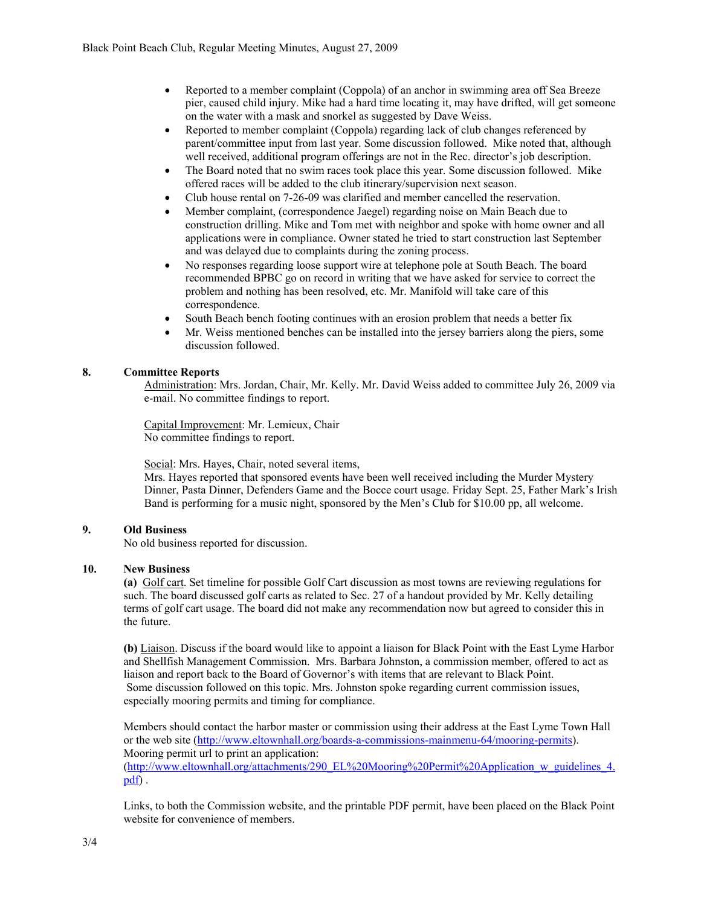- Reported to a member complaint (Coppola) of an anchor in swimming area off Sea Breeze pier, caused child injury. Mike had a hard time locating it, may have drifted, will get someone on the water with a mask and snorkel as suggested by Dave Weiss.
- Reported to member complaint (Coppola) regarding lack of club changes referenced by parent/committee input from last year. Some discussion followed. Mike noted that, although well received, additional program offerings are not in the Rec. director's job description.
- The Board noted that no swim races took place this year. Some discussion followed. Mike offered races will be added to the club itinerary/supervision next season.
- Club house rental on 7-26-09 was clarified and member cancelled the reservation.
- Member complaint, (correspondence Jaegel) regarding noise on Main Beach due to construction drilling. Mike and Tom met with neighbor and spoke with home owner and all applications were in compliance. Owner stated he tried to start construction last September and was delayed due to complaints during the zoning process.
- No responses regarding loose support wire at telephone pole at South Beach. The board recommended BPBC go on record in writing that we have asked for service to correct the problem and nothing has been resolved, etc. Mr. Manifold will take care of this correspondence.
- South Beach bench footing continues with an erosion problem that needs a better fix
- Mr. Weiss mentioned benches can be installed into the jersey barriers along the piers, some discussion followed.

**8. Committee Reports**

Administration: Mrs. Jordan, Chair, Mr. Kelly. Mr. David Weiss added to committee July 26, 2009 via e-mail. No committee findings to report.

Capital Improvement: Mr. Lemieux, Chair
No committee findings to report.

Social: Mrs. Hayes, Chair, noted several items,
Mrs. Hayes reported that sponsored events have been well received including the Murder Mystery Dinner, Pasta Dinner, Defenders Game and the Bocce court usage. Friday Sept. 25, Father Mark's Irish Band is performing for a music night, sponsored by the Men's Club for $10.00 pp, all welcome.

**9. Old Business**

No old business reported for discussion.

**10. New Business**

**(a)** Golf cart. Set timeline for possible Golf Cart discussion as most towns are reviewing regulations for such. The board discussed golf carts as related to Sec. 27 of a handout provided by Mr. Kelly detailing terms of golf cart usage. The board did not make any recommendation now but agreed to consider this in the future.

**(b)** Liaison. Discuss if the board would like to appoint a liaison for Black Point with the East Lyme Harbor and Shellfish Management Commission. Mrs. Barbara Johnston, a commission member, offered to act as liaison and report back to the Board of Governor's with items that are relevant to Black Point. Some discussion followed on this topic. Mrs. Johnston spoke regarding current commission issues, especially mooring permits and timing for compliance.

Members should contact the harbor master or commission using their address at the East Lyme Town Hall or the web site (http://www.eltownhall.org/boards-a-commissions-mainmenu-64/mooring-permits). Mooring permit url to print an application: (http://www.eltownhall.org/attachments/290_EL%20Mooring%20Permit%20Application_w_guidelines_4.pdf) .

Links, to both the Commission website, and the printable PDF permit, have been placed on the Black Point website for convenience of members.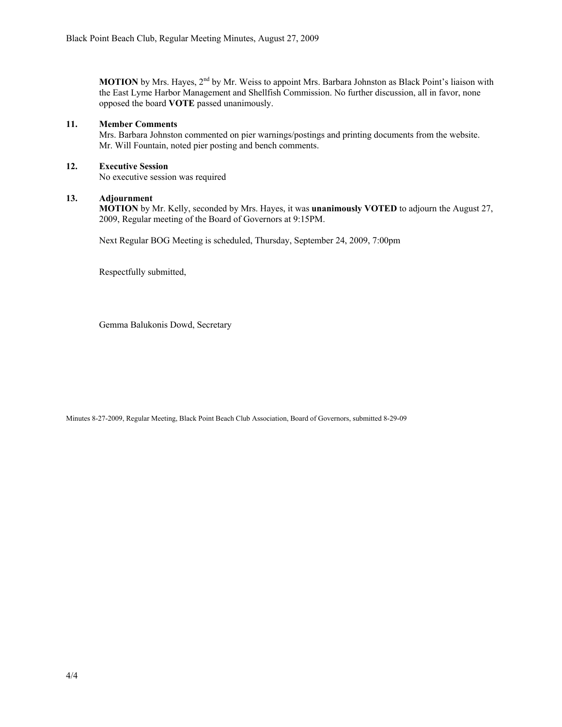**MOTION** by Mrs. Hayes, 2nd by Mr. Weiss to appoint Mrs. Barbara Johnston as Black Point's liaison with the East Lyme Harbor Management and Shellfish Commission. No further discussion, all in favor, none opposed the board **VOTE** passed unanimously.

**11. Member Comments**

Mrs. Barbara Johnston commented on pier warnings/postings and printing documents from the website.
Mr. Will Fountain, noted pier posting and bench comments.

**12. Executive Session**

No executive session was required

**13. Adjournment**

**MOTION** by Mr. Kelly, seconded by Mrs. Hayes, it was **unanimously VOTED** to adjourn the August 27, 2009, Regular meeting of the Board of Governors at 9:15PM.

Next Regular BOG Meeting is scheduled, Thursday, September 24, 2009, 7:00pm

Respectfully submitted,

Gemma Balukonis Dowd, Secretary

Minutes 8-27-2009, Regular Meeting, Black Point Beach Club Association, Board of Governors, submitted 8-29-09